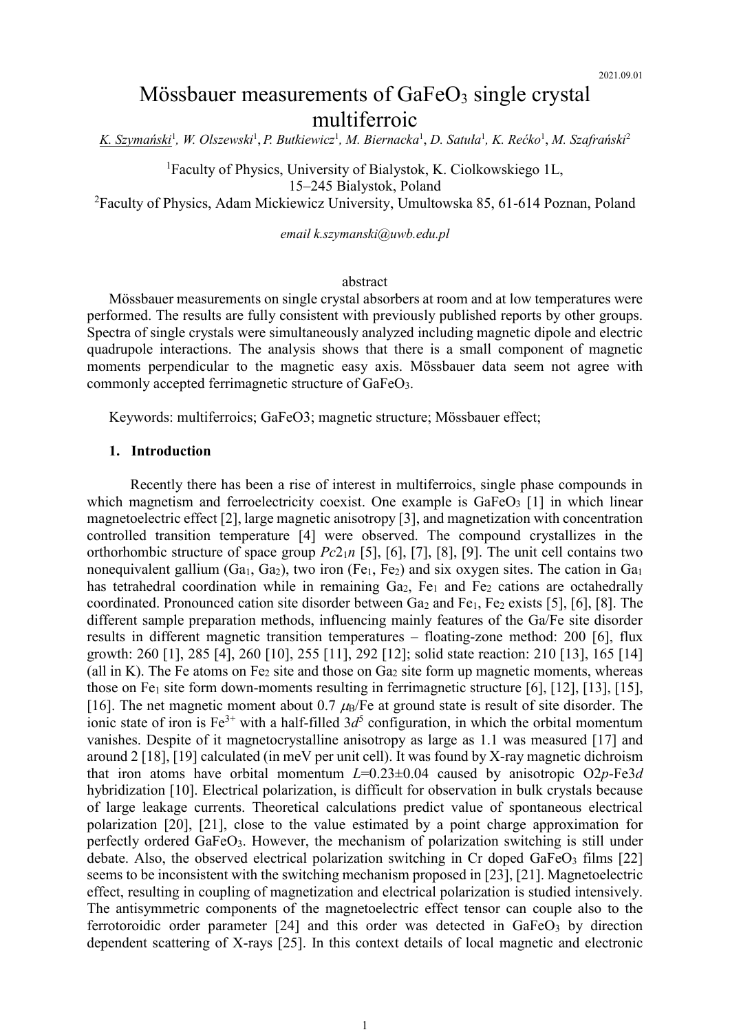2021.09.01

# Mössbauer measurements of $GaFeO_3$ single crystal multiferroic

K. Szymański[1], W. Olszewski[1], P. Butkiewicz[1], M. Biernacka[1], D. Satuła[1], K. Rećko[1], M. Szafrański[2]

[1]Faculty of Physics, University of Bialystok, K. Ciolkowskiego 1L, 15–245 Bialystok, Poland

[2]Faculty of Physics, Adam Mickiewicz University, Umultowska 85, 61-614 Poznan, Poland

*email k.szymanski@uwb.edu.pl*

## abstract

Mössbauer measurements on single crystal absorbers at room and at low temperatures were performed. The results are fully consistent with previously published reports by other groups. Spectra of single crystals were simultaneously analyzed including magnetic dipole and electric quadrupole interactions. The analysis shows that there is a small component of magnetic moments perpendicular to the magnetic easy axis. Mössbauer data seem not agree with commonly accepted ferrimagnetic structure of $GaFeO_3$.

Keywords: multiferroics; GaFeO3; magnetic structure; Mössbauer effect;

## 1. Introduction

Recently there has been a rise of interest in multiferroics, single phase compounds in which magnetism and ferroelectricity coexist. One example is $GaFeO_3$ [1] in which linear magnetoelectric effect [2], large magnetic anisotropy [3], and magnetization with concentration controlled transition temperature [4] were observed. The compound crystallizes in the orthorhombic structure of space group $Pc2_1n$ [5], [6], [7], [8], [9]. The unit cell contains two nonequivalent gallium ($Ga_1$, $Ga_2$), two iron ($Fe_1$, $Fe_2$) and six oxygen sites. The cation in $Ga_1$ has tetrahedral coordination while in remaining $Ga_2$, $Fe_1$ and $Fe_2$ cations are octahedrally coordinated. Pronounced cation site disorder between $Ga_2$ and $Fe_1$, $Fe_2$ exists [5], [6], [8]. The different sample preparation methods, influencing mainly features of the Ga/Fe site disorder results in different magnetic transition temperatures – floating-zone method: 200 [6], flux growth: 260 [1], 285 [4], 260 [10], 255 [11], 292 [12]; solid state reaction: 210 [13], 165 [14] (all in K). The Fe atoms on $Fe_2$ site and those on $Ga_2$ site form up magnetic moments, whereas those on $Fe_1$ site form down-moments resulting in ferrimagnetic structure [6], [12], [13], [15], [16]. The net magnetic moment about 0.7 $\mu_B$/Fe at ground state is result of site disorder. The ionic state of iron is $Fe^{3+}$ with a half-filled $3d^5$ configuration, in which the orbital momentum vanishes. Despite of it magnetocrystalline anisotropy as large as 1.1 was measured [17] and around 2 [18], [19] calculated (in meV per unit cell). It was found by X-ray magnetic dichroism that iron atoms have orbital momentum $L$=0.23±0.04 caused by anisotropic O2*p*-Fe3*d* hybridization [10]. Electrical polarization, is difficult for observation in bulk crystals because of large leakage currents. Theoretical calculations predict value of spontaneous electrical polarization [20], [21], close to the value estimated by a point charge approximation for perfectly ordered $GaFeO_3$. However, the mechanism of polarization switching is still under debate. Also, the observed electrical polarization switching in Cr doped $GaFeO_3$ films [22] seems to be inconsistent with the switching mechanism proposed in [23], [21]. Magnetoelectric effect, resulting in coupling of magnetization and electrical polarization is studied intensively. The antisymmetric components of the magnetoelectric effect tensor can couple also to the ferrotoroidic order parameter [24] and this order was detected in $GaFeO_3$ by direction dependent scattering of X-rays [25]. In this context details of local magnetic and electronic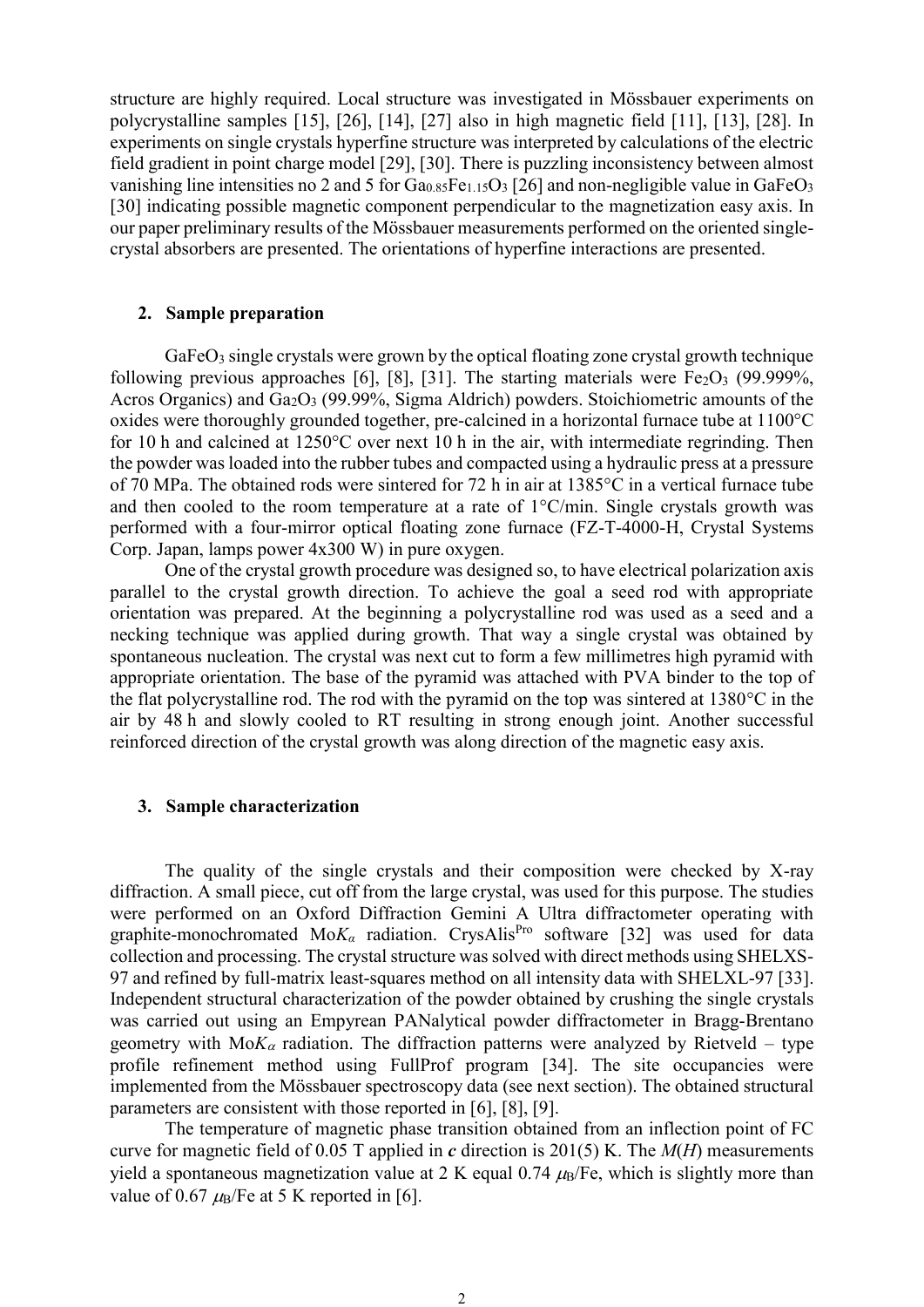structure are highly required. Local structure was investigated in Mössbauer experiments on polycrystalline samples [15], [26], [14], [27] also in high magnetic field [11], [13], [28]. In experiments on single crystals hyperfine structure was interpreted by calculations of the electric field gradient in point charge model [29], [30]. There is puzzling inconsistency between almost vanishing line intensities no 2 and 5 for $Ga_{0.85}Fe_{1.15}O_3$ [26] and non-negligible value in $GaFeO_3$ [30] indicating possible magnetic component perpendicular to the magnetization easy axis. In our paper preliminary results of the Mössbauer measurements performed on the oriented single-crystal absorbers are presented. The orientations of hyperfine interactions are presented.

## 2. Sample preparation

$GaFeO_3$ single crystals were grown by the optical floating zone crystal growth technique following previous approaches [6], [8], [31]. The starting materials were $Fe_2O_3$ (99.999%, Acros Organics) and $Ga_2O_3$ (99.99%, Sigma Aldrich) powders. Stoichiometric amounts of the oxides were thoroughly grounded together, pre-calcined in a horizontal furnace tube at 1100°C for 10 h and calcined at 1250°C over next 10 h in the air, with intermediate regrinding. Then the powder was loaded into the rubber tubes and compacted using a hydraulic press at a pressure of 70 MPa. The obtained rods were sintered for 72 h in air at 1385°C in a vertical furnace tube and then cooled to the room temperature at a rate of 1°C/min. Single crystals growth was performed with a four-mirror optical floating zone furnace (FZ-T-4000-H, Crystal Systems Corp. Japan, lamps power 4x300 W) in pure oxygen.

One of the crystal growth procedure was designed so, to have electrical polarization axis parallel to the crystal growth direction. To achieve the goal a seed rod with appropriate orientation was prepared. At the beginning a polycrystalline rod was used as a seed and a necking technique was applied during growth. That way a single crystal was obtained by spontaneous nucleation. The crystal was next cut to form a few millimetres high pyramid with appropriate orientation. The base of the pyramid was attached with PVA binder to the top of the flat polycrystalline rod. The rod with the pyramid on the top was sintered at 1380°C in the air by 48 h and slowly cooled to RT resulting in strong enough joint. Another successful reinforced direction of the crystal growth was along direction of the magnetic easy axis.

## 3. Sample characterization

The quality of the single crystals and their composition were checked by X-ray diffraction. A small piece, cut off from the large crystal, was used for this purpose. The studies were performed on an Oxford Diffraction Gemini A Ultra diffractometer operating with graphite-monochromated Mo$K_{\alpha}$ radiation. CrysAlis[Pro] software [32] was used for data collection and processing. The crystal structure was solved with direct methods using SHELXS-97 and refined by full-matrix least-squares method on all intensity data with SHELXL-97 [33]. Independent structural characterization of the powder obtained by crushing the single crystals was carried out using an Empyrean PANalytical powder diffractometer in Bragg-Brentano geometry with Mo$K_{\alpha}$ radiation. The diffraction patterns were analyzed by Rietveld – type profile refinement method using FullProf program [34]. The site occupancies were implemented from the Mössbauer spectroscopy data (see next section). The obtained structural parameters are consistent with those reported in [6], [8], [9].

The temperature of magnetic phase transition obtained from an inflection point of FC curve for magnetic field of 0.05 T applied in ***c*** direction is 201(5) K. The $M(H)$ measurements yield a spontaneous magnetization value at 2 K equal 0.74 $\mu_B$/Fe, which is slightly more than value of 0.67 $\mu_B$/Fe at 5 K reported in [6].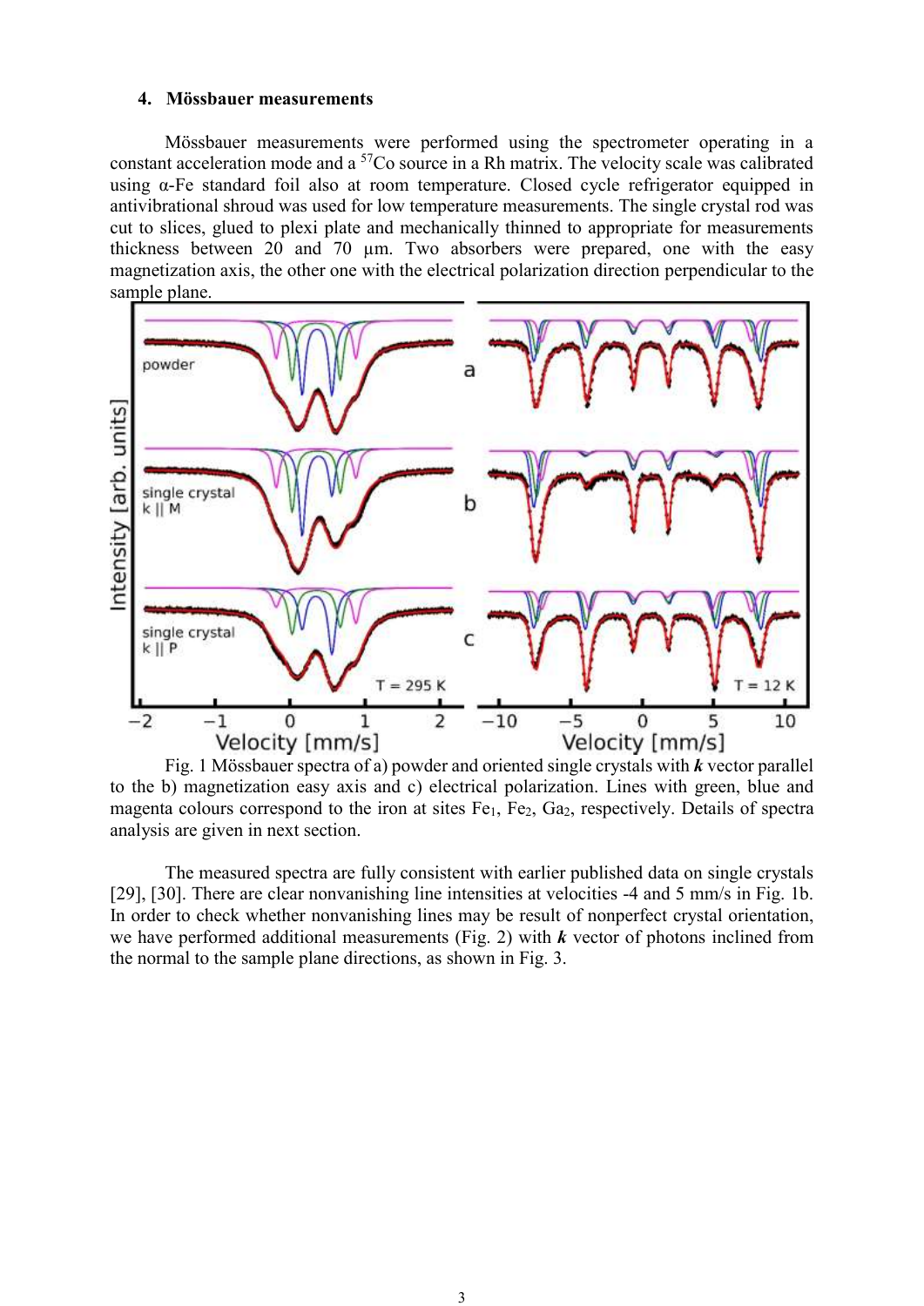## 4. Mössbauer measurements

Mössbauer measurements were performed using the spectrometer operating in a constant acceleration mode and a $^{57}Co$ source in a Rh matrix. The velocity scale was calibrated using α-Fe standard foil also at room temperature. Closed cycle refrigerator equipped in antivibrational shroud was used for low temperature measurements. The single crystal rod was cut to slices, glued to plexi plate and mechanically thinned to appropriate for measurements thickness between 20 and 70 µm. Two absorbers were prepared, one with the easy magnetization axis, the other one with the electrical polarization direction perpendicular to the sample plane.

Fig. 1 Mössbauer spectra of a) powder and oriented single crystals with ***k*** vector parallel to the b) magnetization easy axis and c) electrical polarization. Lines with green, blue and magenta colours correspond to the iron at sites $Fe_1$, $Fe_2$, $Ga_2$, respectively. Details of spectra analysis are given in next section.

The measured spectra are fully consistent with earlier published data on single crystals [29], [30]. There are clear nonvanishing line intensities at velocities -4 and 5 mm/s in Fig. 1b. In order to check whether nonvanishing lines may be result of nonperfect crystal orientation, we have performed additional measurements (Fig. 2) with ***k*** vector of photons inclined from the normal to the sample plane directions, as shown in Fig. 3.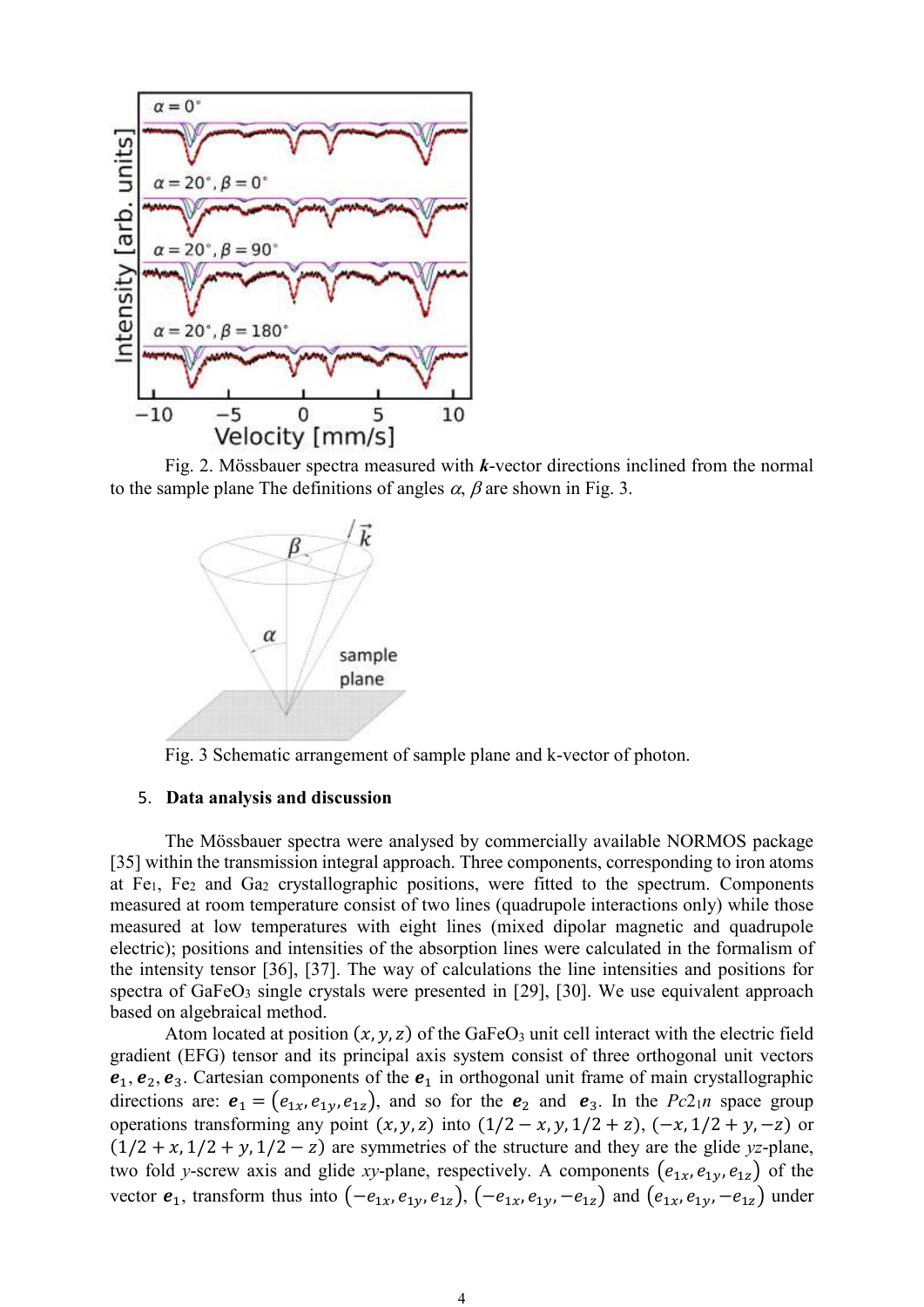Fig. 2. Mössbauer spectra measured with $\boldsymbol{k}$-vector directions inclined from the normal to the sample plane The definitions of angles $\alpha$, $\beta$ are shown in Fig. 3.

Fig. 3 Schematic arrangement of sample plane and k-vector of photon.

## 5. Data analysis and discussion

The Mössbauer spectra were analysed by commercially available NORMOS package [35] within the transmission integral approach. Three components, corresponding to iron atoms at $Fe_1$, $Fe_2$ and $Ga_2$ crystallographic positions, were fitted to the spectrum. Components measured at room temperature consist of two lines (quadrupole interactions only) while those measured at low temperatures with eight lines (mixed dipolar magnetic and quadrupole electric); positions and intensities of the absorption lines were calculated in the formalism of the intensity tensor [36], [37]. The way of calculations the line intensities and positions for spectra of $GaFeO_3$ single crystals were presented in [29], [30]. We use equivalent approach based on algebraical method.

Atom located at position $(x, y, z)$ of the $GaFeO_3$ unit cell interact with the electric field gradient (EFG) tensor and its principal axis system consist of three orthogonal unit vectors $\boldsymbol{e}_1, \boldsymbol{e}_2, \boldsymbol{e}_3$. Cartesian components of the $\boldsymbol{e}_1$ in orthogonal unit frame of main crystallographic directions are: $\boldsymbol{e}_1 = (e_{1x}, e_{1y}, e_{1z})$, and so for the $\boldsymbol{e}_2$ and $\boldsymbol{e}_3$. In the $Pc2_1n$ space group operations transforming any point $(x, y, z)$ into $(1/2 - x, y, 1/2 + z)$, $(-x, 1/2 + y, -z)$ or $(1/2 + x, 1/2 + y, 1/2 - z)$ are symmetries of the structure and they are the glide *yz*-plane, two fold *y*-screw axis and glide *xy*-plane, respectively. A components $(e_{1x}, e_{1y}, e_{1z})$ of the vector $\boldsymbol{e}_1$, transform thus into $(-e_{1x}, e_{1y}, e_{1z})$, $(-e_{1x}, e_{1y}, -e_{1z})$ and $(e_{1x}, e_{1y}, -e_{1z})$ under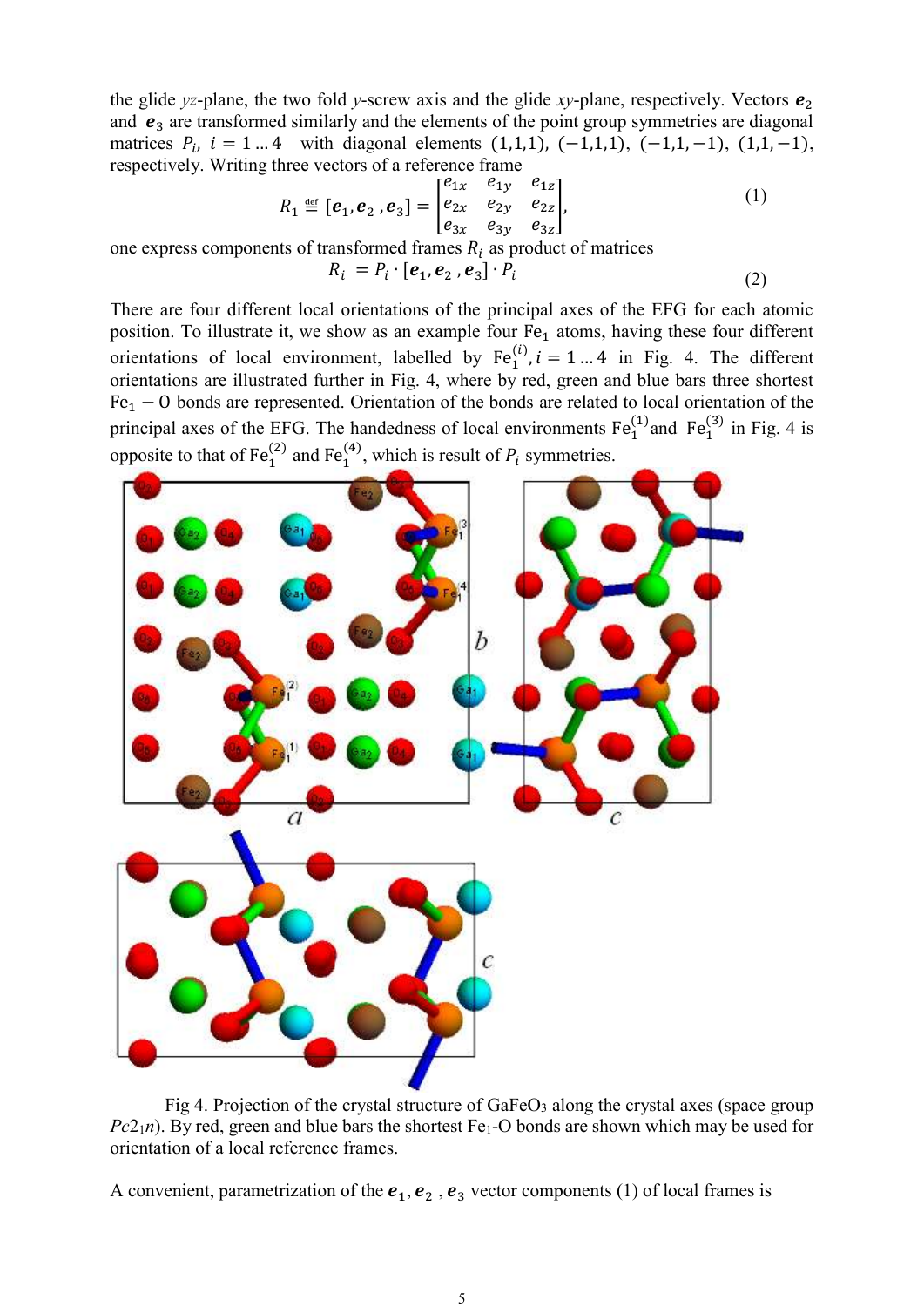the glide *yz*-plane, the two fold *y*-screw axis and the glide *xy*-plane, respectively. Vectors $\boldsymbol{e}_2$ and $\boldsymbol{e}_3$ are transformed similarly and the elements of the point group symmetries are diagonal matrices $P_i$, $i = 1 \dots 4$ with diagonal elements $(1,1,1)$, $(-1,1,1)$, $(-1,1,-1)$, $(1,1,-1)$, respectively. Writing three vectors of a reference frame

$$R_1 \stackrel{\text{def}}{=} [\boldsymbol{e}_1, \boldsymbol{e}_2, \boldsymbol{e}_3] = \begin{bmatrix} e_{1x} & e_{1y} & e_{1z} \\ e_{2x} & e_{2y} & e_{2z} \\ e_{3x} & e_{3y} & e_{3z} \end{bmatrix}, \tag{1}$$

one express components of transformed frames $R_i$ as product of matrices

$$R_i = P_i \cdot [\boldsymbol{e}_1, \boldsymbol{e}_2, \boldsymbol{e}_3] \cdot P_i \tag{2}$$

There are four different local orientations of the principal axes of the EFG for each atomic position. To illustrate it, we show as an example four $Fe_1$ atoms, having these four different orientations of local environment, labelled by $Fe_1^{(i)}, i = 1 \dots 4$ in Fig. 4. The different orientations are illustrated further in Fig. 4, where by red, green and blue bars three shortest $Fe_1 - O$ bonds are represented. Orientation of the bonds are related to local orientation of the principal axes of the EFG. The handedness of local environments $Fe_1^{(1)}$ and $Fe_1^{(3)}$ in Fig. 4 is opposite to that of $Fe_1^{(2)}$ and $Fe_1^{(4)}$, which is result of $P_i$ symmetries.

Fig 4. Projection of the crystal structure of $GaFeO_3$ along the crystal axes (space group $Pc2_1n$). By red, green and blue bars the shortest $Fe_1$-O bonds are shown which may be used for orientation of a local reference frames.

A convenient, parametrization of the $\boldsymbol{e}_1, \boldsymbol{e}_2, \boldsymbol{e}_3$ vector components (1) of local frames is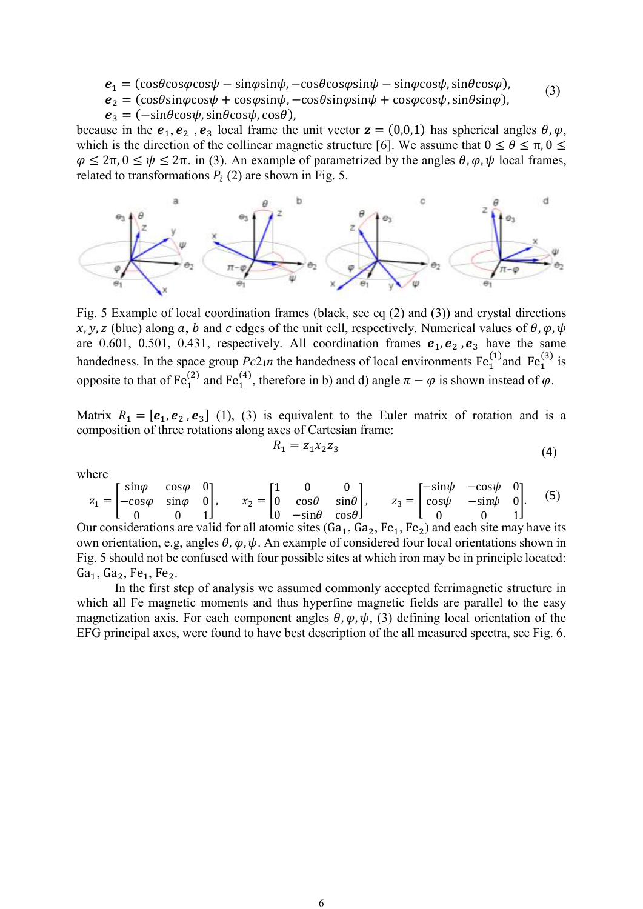$$
\begin{aligned}
\boldsymbol{e}_1 &= (\cos\theta\cos\varphi\cos\psi - \sin\varphi\sin\psi, -\cos\theta\cos\varphi\sin\psi - \sin\varphi\cos\psi, \sin\theta\cos\varphi), \\
\boldsymbol{e}_2 &= (\cos\theta\sin\varphi\cos\psi + \cos\varphi\sin\psi, -\cos\theta\sin\varphi\sin\psi + \cos\varphi\cos\psi, \sin\theta\sin\varphi), \\
\boldsymbol{e}_3 &= (-\sin\theta\cos\psi, \sin\theta\cos\psi, \cos\theta),
\end{aligned}
\tag{3}
$$

because in the $\boldsymbol{e}_1, \boldsymbol{e}_2, \boldsymbol{e}_3$ local frame the unit vector $\boldsymbol{z} = (0,0,1)$ has spherical angles $\theta, \varphi$, which is the direction of the collinear magnetic structure [6]. We assume that $0 \leq \theta \leq \pi, 0 \leq \varphi \leq 2\pi, 0 \leq \psi \leq 2\pi$. in (3). An example of parametrized by the angles $\theta, \varphi, \psi$ local frames, related to transformations $P_i$ (2) are shown in Fig. 5.

Fig. 5 Example of local coordination frames (black, see eq (2) and (3)) and crystal directions $x, y, z$ (blue) along $a$, $b$ and $c$ edges of the unit cell, respectively. Numerical values of $\theta, \varphi, \psi$ are 0.601, 0.501, 0.431, respectively. All coordination frames $\boldsymbol{e}_1, \boldsymbol{e}_2, \boldsymbol{e}_3$ have the same handedness. In the space group $Pc2_1n$ the handedness of local environments $Fe_1^{(1)}$ and $Fe_1^{(3)}$ is opposite to that of $Fe_1^{(2)}$ and $Fe_1^{(4)}$, therefore in b) and d) angle $\pi - \varphi$ is shown instead of $\varphi$.

Matrix $R_1 = [\boldsymbol{e}_1, \boldsymbol{e}_2, \boldsymbol{e}_3]$ (1), (3) is equivalent to the Euler matrix of rotation and is a composition of three rotations along axes of Cartesian frame:

$$
R_1 = z_1 x_2 z_3 \tag{4}
$$

where

$$
z_1 = \begin{bmatrix} \sin\varphi & \cos\varphi & 0 \\ -\cos\varphi & \sin\varphi & 0 \\ 0 & 0 & 1 \end{bmatrix}, \quad x_2 = \begin{bmatrix} 1 & 0 & 0 \\ 0 & \cos\theta & \sin\theta \\ 0 & -\sin\theta & \cos\theta \end{bmatrix}, \quad z_3 = \begin{bmatrix} -\sin\psi & -\cos\psi & 0 \\ \cos\psi & -\sin\psi & 0 \\ 0 & 0 & 1 \end{bmatrix}. \tag{5}
$$

Our considerations are valid for all atomic sites ($Ga_1$, $Ga_2$, $Fe_1$, $Fe_2$) and each site may have its own orientation, e.g, angles $\theta, \varphi, \psi$. An example of considered four local orientations shown in Fig. 5 should not be confused with four possible sites at which iron may be in principle located: $Ga_1$, $Ga_2$, $Fe_1$, $Fe_2$.

In the first step of analysis we assumed commonly accepted ferrimagnetic structure in which all Fe magnetic moments and thus hyperfine magnetic fields are parallel to the easy magnetization axis. For each component angles $\theta, \varphi, \psi$, (3) defining local orientation of the EFG principal axes, were found to have best description of the all measured spectra, see Fig. 6.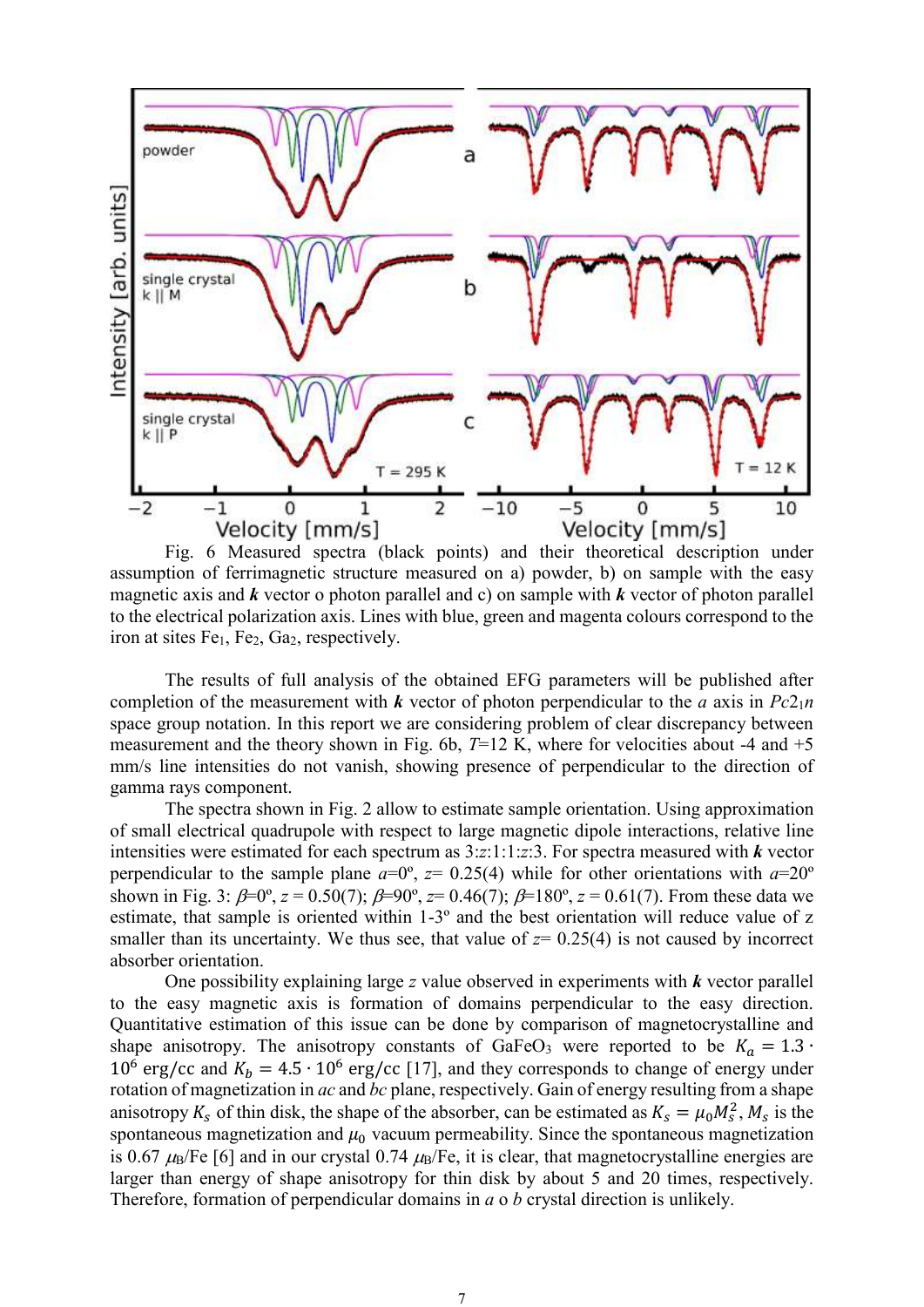Fig. 6 Measured spectra (black points) and their theoretical description under assumption of ferrimagnetic structure measured on a) powder, b) on sample with the easy magnetic axis and ***k*** vector o photon parallel and c) on sample with ***k*** vector of photon parallel to the electrical polarization axis. Lines with blue, green and magenta colours correspond to the iron at sites $Fe_1$, $Fe_2$, $Ga_2$, respectively.

The results of full analysis of the obtained EFG parameters will be published after completion of the measurement with ***k*** vector of photon perpendicular to the *a* axis in $Pc2_1n$ space group notation. In this report we are considering problem of clear discrepancy between measurement and the theory shown in Fig. 6b, $T$=12 K, where for velocities about -4 and +5 mm/s line intensities do not vanish, showing presence of perpendicular to the direction of gamma rays component.

The spectra shown in Fig. 2 allow to estimate sample orientation. Using approximation of small electrical quadrupole with respect to large magnetic dipole interactions, relative line intensities were estimated for each spectrum as 3:$z$:1:1:$z$:3. For spectra measured with ***k*** vector perpendicular to the sample plane $\alpha$=0º, $z$= 0.25(4) while for other orientations with $\alpha$=20º shown in Fig. 3: $\beta$=0º, $z$ = 0.50(7); $\beta$=90º, $z$= 0.46(7); $\beta$=180º, $z$ = 0.61(7). From these data we estimate, that sample is oriented within 1-3º and the best orientation will reduce value of z smaller than its uncertainty. We thus see, that value of $z$= 0.25(4) is not caused by incorrect absorber orientation.

One possibility explaining large $z$ value observed in experiments with ***k*** vector parallel to the easy magnetic axis is formation of domains perpendicular to the easy direction. Quantitative estimation of this issue can be done by comparison of magnetocrystalline and shape anisotropy. The anisotropy constants of $GaFeO_3$ were reported to be $K_a = 1.3 \cdot 10^6$ erg/cc and $K_b = 4.5 \cdot 10^6$ erg/cc [17], and they corresponds to change of energy under rotation of magnetization in *ac* and *bc* plane, respectively. Gain of energy resulting from a shape anisotropy $K_s$ of thin disk, the shape of the absorber, can be estimated as $K_s = \mu_0 M_s^2$, $M_s$ is the spontaneous magnetization and $\mu_0$ vacuum permeability. Since the spontaneous magnetization is 0.67 $\mu_B$/Fe [6] and in our crystal 0.74 $\mu_B$/Fe, it is clear, that magnetocrystalline energies are larger than energy of shape anisotropy for thin disk by about 5 and 20 times, respectively. Therefore, formation of perpendicular domains in *a* o *b* crystal direction is unlikely.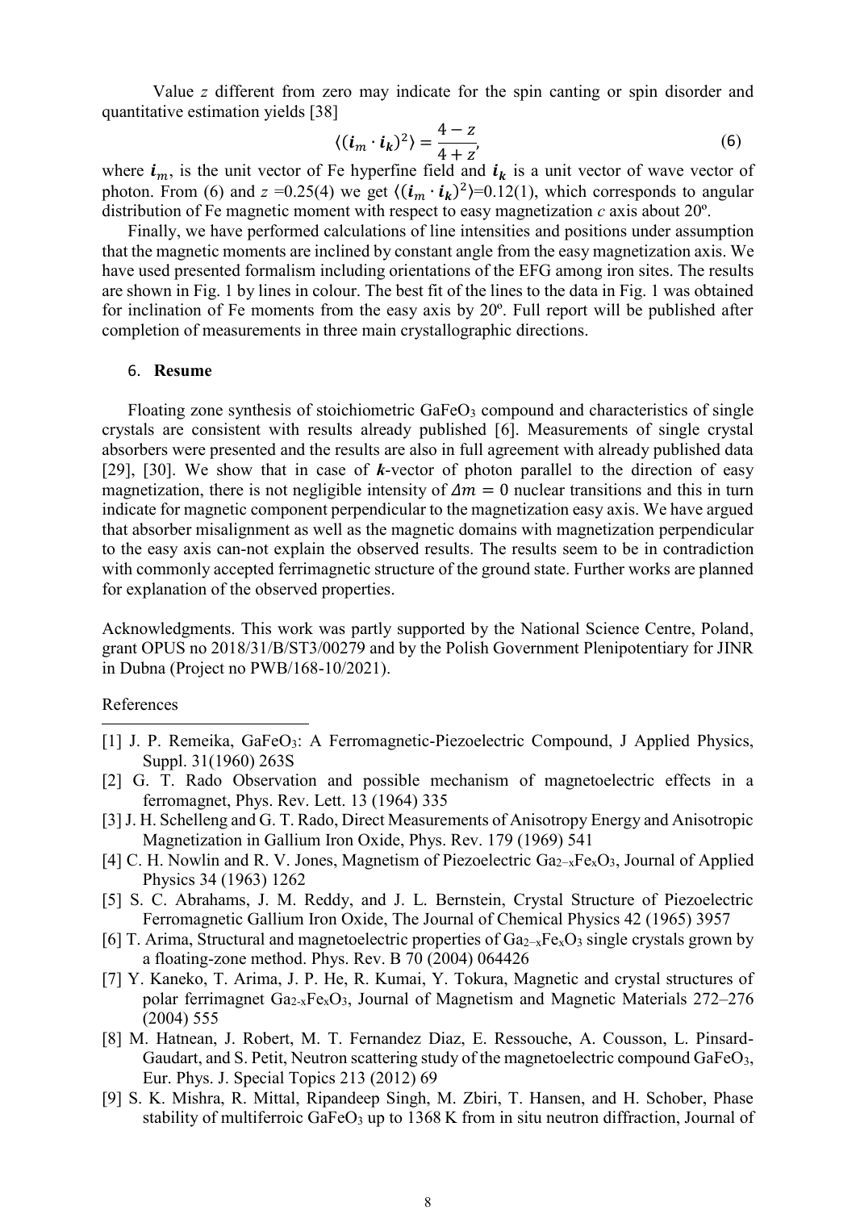Value $z$ different from zero may indicate for the spin canting or spin disorder and quantitative estimation yields [38]

$$\langle (\boldsymbol{i}_m \cdot \boldsymbol{i}_k)^2 \rangle = \frac{4-z}{4+z}, \tag{6}$$

where $\boldsymbol{i}_m$, is the unit vector of Fe hyperfine field and $\boldsymbol{i}_k$ is a unit vector of wave vector of photon. From (6) and $z$ =0.25(4) we get $\langle (\boldsymbol{i}_m \cdot \boldsymbol{i}_k)^2 \rangle$=0.12(1), which corresponds to angular distribution of Fe magnetic moment with respect to easy magnetization $c$ axis about 20º.

Finally, we have performed calculations of line intensities and positions under assumption that the magnetic moments are inclined by constant angle from the easy magnetization axis. We have used presented formalism including orientations of the EFG among iron sites. The results are shown in Fig. 1 by lines in colour. The best fit of the lines to the data in Fig. 1 was obtained for inclination of Fe moments from the easy axis by 20º. Full report will be published after completion of measurements in three main crystallographic directions.

## 6. Resume

Floating zone synthesis of stoichiometric $GaFeO_3$ compound and characteristics of single crystals are consistent with results already published [6]. Measurements of single crystal absorbers were presented and the results are also in full agreement with already published data [29], [30]. We show that in case of $\boldsymbol{k}$-vector of photon parallel to the direction of easy magnetization, there is not negligible intensity of $\Delta m = 0$ nuclear transitions and this in turn indicate for magnetic component perpendicular to the magnetization easy axis. We have argued that absorber misalignment as well as the magnetic domains with magnetization perpendicular to the easy axis can-not explain the observed results. The results seem to be in contradiction with commonly accepted ferrimagnetic structure of the ground state. Further works are planned for explanation of the observed properties.

Acknowledgments. This work was partly supported by the National Science Centre, Poland, grant OPUS no 2018/31/B/ST3/00279 and by the Polish Government Plenipotentiary for JINR in Dubna (Project no PWB/168-10/2021).

References

[1] J. P. Remeika, $GaFeO_3$: A Ferromagnetic-Piezoelectric Compound, J Applied Physics, Suppl. 31(1960) 263S

[2] G. T. Rado Observation and possible mechanism of magnetoelectric effects in a ferromagnet, Phys. Rev. Lett. 13 (1964) 335

[3] J. H. Schelleng and G. T. Rado, Direct Measurements of Anisotropy Energy and Anisotropic Magnetization in Gallium Iron Oxide, Phys. Rev. 179 (1969) 541

[4] C. H. Nowlin and R. V. Jones, Magnetism of Piezoelectric $Ga_{2-x}Fe_xO_3$, Journal of Applied Physics 34 (1963) 1262

[5] S. C. Abrahams, J. M. Reddy, and J. L. Bernstein, Crystal Structure of Piezoelectric Ferromagnetic Gallium Iron Oxide, The Journal of Chemical Physics 42 (1965) 3957

[6] T. Arima, Structural and magnetoelectric properties of $Ga_{2-x}Fe_xO_3$ single crystals grown by a floating-zone method. Phys. Rev. B 70 (2004) 064426

[7] Y. Kaneko, T. Arima, J. P. He, R. Kumai, Y. Tokura, Magnetic and crystal structures of polar ferrimagnet $Ga_{2-x}Fe_xO_3$, Journal of Magnetism and Magnetic Materials 272–276 (2004) 555

[8] M. Hatnean, J. Robert, M. T. Fernandez Diaz, E. Ressouche, A. Cousson, L. Pinsard-Gaudart, and S. Petit, Neutron scattering study of the magnetoelectric compound $GaFeO_3$, Eur. Phys. J. Special Topics 213 (2012) 69

[9] S. K. Mishra, R. Mittal, Ripandeep Singh, M. Zbiri, T. Hansen, and H. Schober, Phase stability of multiferroic $GaFeO_3$ up to 1368 K from in situ neutron diffraction, Journal of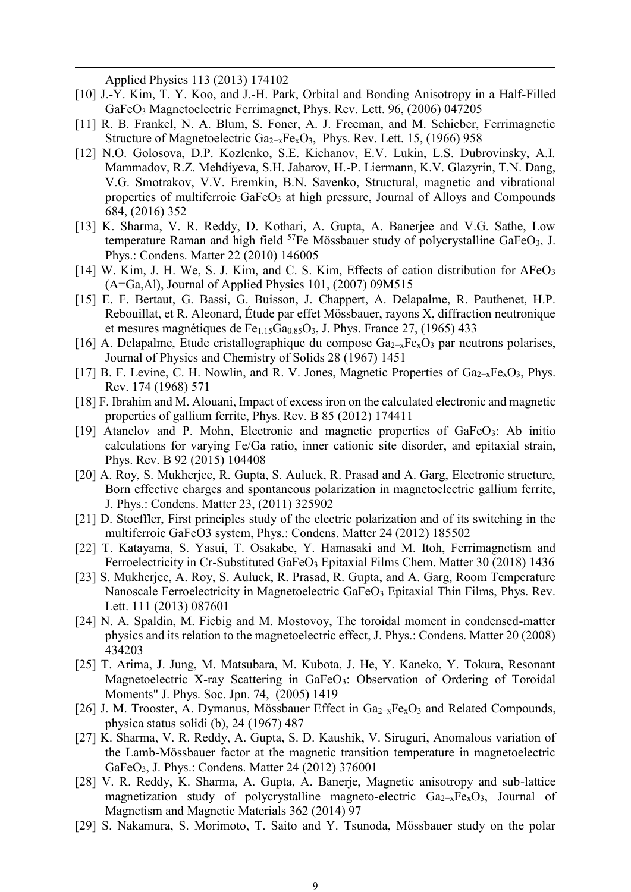Applied Physics 113 (2013) 174102

[10] J.-Y. Kim, T. Y. Koo, and J.-H. Park, Orbital and Bonding Anisotropy in a Half-Filled $GaFeO_3$ Magnetoelectric Ferrimagnet, Phys. Rev. Lett. 96, (2006) 047205

[11] R. B. Frankel, N. A. Blum, S. Foner, A. J. Freeman, and M. Schieber, Ferrimagnetic Structure of Magnetoelectric $Ga_{2-x}Fe_xO_3$, Phys. Rev. Lett. 15, (1966) 958

[12] N.O. Golosova, D.P. Kozlenko, S.E. Kichanov, E.V. Lukin, L.S. Dubrovinsky, A.I. Mammadov, R.Z. Mehdiyeva, S.H. Jabarov, H.-P. Liermann, K.V. Glazyrin, T.N. Dang, V.G. Smotrakov, V.V. Eremkin, B.N. Savenko, Structural, magnetic and vibrational properties of multiferroic $GaFeO_3$ at high pressure, Journal of Alloys and Compounds 684, (2016) 352

[13] K. Sharma, V. R. Reddy, D. Kothari, A. Gupta, A. Banerjee and V.G. Sathe, Low temperature Raman and high field $^{57}$Fe Mössbauer study of polycrystalline $GaFeO_3$, J. Phys.: Condens. Matter 22 (2010) 146005

[14] W. Kim, J. H. We, S. J. Kim, and C. S. Kim, Effects of cation distribution for $AFeO_3$ (A=Ga,Al), Journal of Applied Physics 101, (2007) 09M515

[15] E. F. Bertaut, G. Bassi, G. Buisson, J. Chappert, A. Delapalme, R. Pauthenet, H.P. Rebouillat, et R. Aleonard, Étude par effet Mössbauer, rayons X, diffraction neutronique et mesures magnétiques de $Fe_{1.15}Ga_{0.85}O_3$, J. Phys. France 27, (1965) 433

[16] A. Delapalme, Etude cristallographique du compose $Ga_{2-x}Fe_xO_3$ par neutrons polarises, Journal of Physics and Chemistry of Solids 28 (1967) 1451

[17] B. F. Levine, C. H. Nowlin, and R. V. Jones, Magnetic Properties of $Ga_{2-x}Fe_xO_3$, Phys. Rev. 174 (1968) 571

[18] F. Ibrahim and M. Alouani, Impact of excess iron on the calculated electronic and magnetic properties of gallium ferrite, Phys. Rev. B 85 (2012) 174411

[19] Atanelov and P. Mohn, Electronic and magnetic properties of $GaFeO_3$: Ab initio calculations for varying Fe/Ga ratio, inner cationic site disorder, and epitaxial strain, Phys. Rev. B 92 (2015) 104408

[20] A. Roy, S. Mukherjee, R. Gupta, S. Auluck, R. Prasad and A. Garg, Electronic structure, Born effective charges and spontaneous polarization in magnetoelectric gallium ferrite, J. Phys.: Condens. Matter 23, (2011) 325902

[21] D. Stoeffler, First principles study of the electric polarization and of its switching in the multiferroic GaFeO3 system, Phys.: Condens. Matter 24 (2012) 185502

[22] T. Katayama, S. Yasui, T. Osakabe, Y. Hamasaki and M. Itoh, Ferrimagnetism and Ferroelectricity in Cr-Substituted $GaFeO_3$ Epitaxial Films Chem. Matter 30 (2018) 1436

[23] S. Mukherjee, A. Roy, S. Auluck, R. Prasad, R. Gupta, and A. Garg, Room Temperature Nanoscale Ferroelectricity in Magnetoelectric $GaFeO_3$ Epitaxial Thin Films, Phys. Rev. Lett. 111 (2013) 087601

[24] N. A. Spaldin, M. Fiebig and M. Mostovoy, The toroidal moment in condensed-matter physics and its relation to the magnetoelectric effect, J. Phys.: Condens. Matter 20 (2008) 434203

[25] T. Arima, J. Jung, M. Matsubara, M. Kubota, J. He, Y. Kaneko, Y. Tokura, Resonant Magnetoelectric X-ray Scattering in $GaFeO_3$: Observation of Ordering of Toroidal Moments" J. Phys. Soc. Jpn. 74, (2005) 1419

[26] J. M. Trooster, A. Dymanus, Mössbauer Effect in $Ga_{2-x}Fe_xO_3$ and Related Compounds, physica status solidi (b), 24 (1967) 487

[27] K. Sharma, V. R. Reddy, A. Gupta, S. D. Kaushik, V. Siruguri, Anomalous variation of the Lamb-Mössbauer factor at the magnetic transition temperature in magnetoelectric $GaFeO_3$, J. Phys.: Condens. Matter 24 (2012) 376001

[28] V. R. Reddy, K. Sharma, A. Gupta, A. Banerje, Magnetic anisotropy and sub-lattice magnetization study of polycrystalline magneto-electric $Ga_{2-x}Fe_xO_3$, Journal of Magnetism and Magnetic Materials 362 (2014) 97

[29] S. Nakamura, S. Morimoto, T. Saito and Y. Tsunoda, Mössbauer study on the polar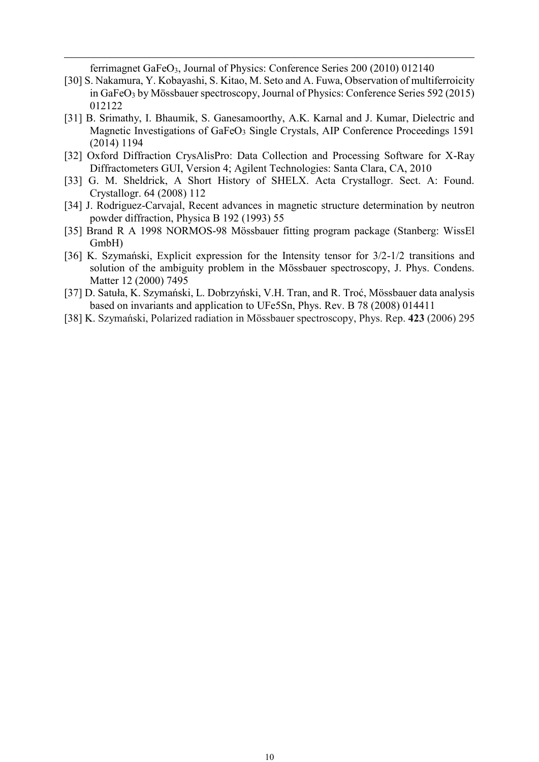ferrimagnet $GaFeO_3$, Journal of Physics: Conference Series 200 (2010) 012140

[30] S. Nakamura, Y. Kobayashi, S. Kitao, M. Seto and A. Fuwa, Observation of multiferroicity in $GaFeO_3$ by Mössbauer spectroscopy, Journal of Physics: Conference Series 592 (2015) 012122

[31] B. Srimathy, I. Bhaumik, S. Ganesamoorthy, A.K. Karnal and J. Kumar, Dielectric and Magnetic Investigations of $GaFeO_3$ Single Crystals, AIP Conference Proceedings 1591 (2014) 1194

[32] Oxford Diffraction CrysAlisPro: Data Collection and Processing Software for X-Ray Diffractometers GUI, Version 4; Agilent Technologies: Santa Clara, CA, 2010

[33] G. M. Sheldrick, A Short History of SHELX. Acta Crystallogr. Sect. A: Found. Crystallogr. 64 (2008) 112

[34] J. Rodriguez-Carvajal, Recent advances in magnetic structure determination by neutron powder diffraction, Physica B 192 (1993) 55

[35] Brand R A 1998 NORMOS-98 Mössbauer fitting program package (Stanberg: WissEl GmbH)

[36] K. Szymański, Explicit expression for the Intensity tensor for 3/2-1/2 transitions and solution of the ambiguity problem in the Mössbauer spectroscopy, J. Phys. Condens. Matter 12 (2000) 7495

[37] D. Satuła, K. Szymański, L. Dobrzyński, V.H. Tran, and R. Troć, Mössbauer data analysis based on invariants and application to UFe5Sn, Phys. Rev. B 78 (2008) 014411

[38] K. Szymański, Polarized radiation in Mössbauer spectroscopy, Phys. Rep. **423** (2006) 295